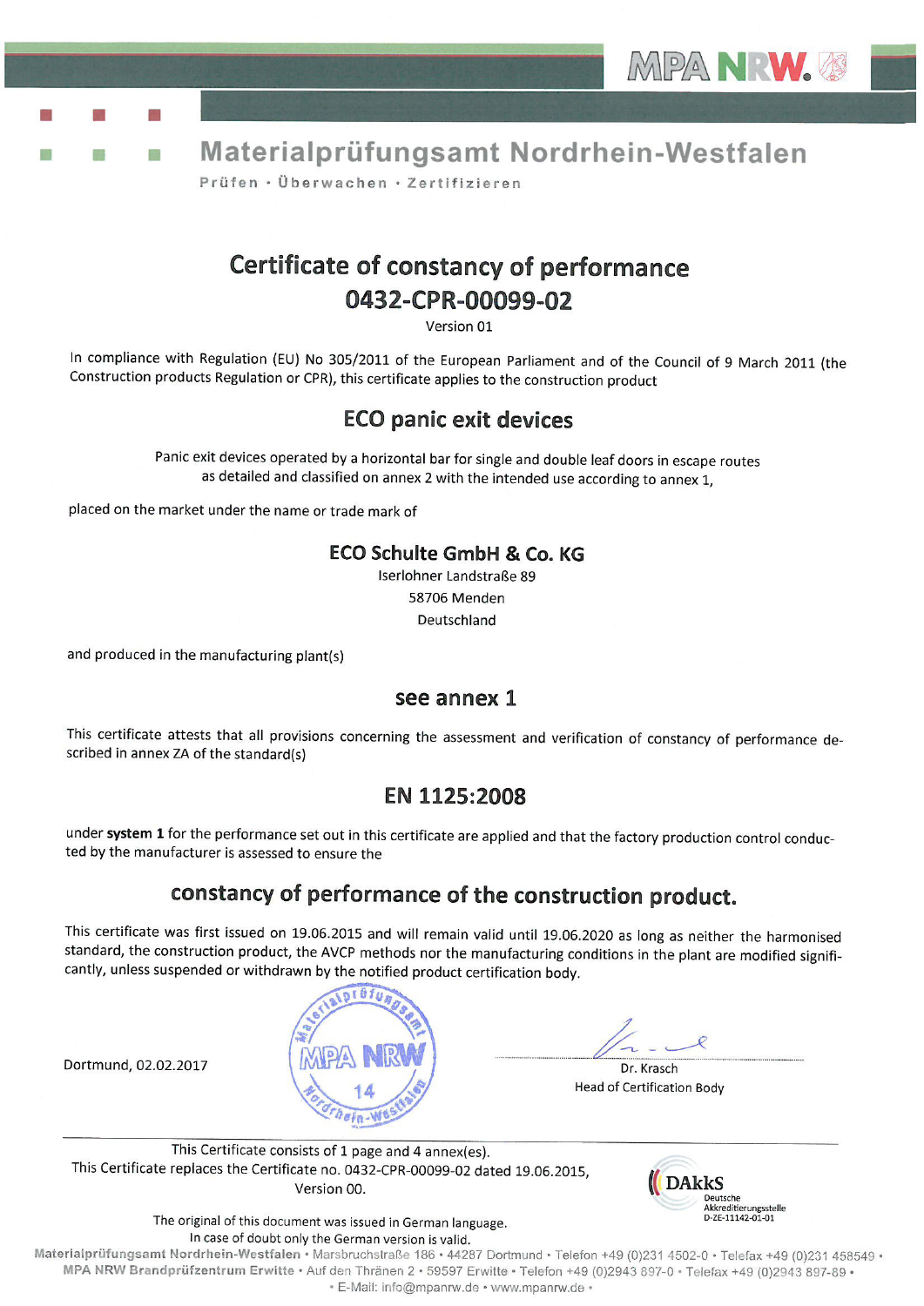MPA NRW

# Materialprüfungsamt Nordrhein-Westfalen

Prüfen · Überwachen · Zertifizieren

## Certificate of constancy of performance
## 0432-CPR-00099-02

Version 01

In compliance with Regulation (EU) No 305/2011 of the European Parliament and of the Council of 9 March 2011 (the Construction products Regulation or CPR), this certificate applies to the construction product

## ECO panic exit devices

Panic exit devices operated by a horizontal bar for single and double leaf doors in escape routes as detailed and classified on annex 2 with the intended use according to annex 1,

placed on the market under the name or trade mark of

**ECO Schulte GmbH & Co. KG**
Iserlohner Landstraße 89
58706 Menden
Deutschland

and produced in the manufacturing plant(s)

## see annex 1

This certificate attests that all provisions concerning the assessment and verification of constancy of performance described in annex ZA of the standard(s)

## EN 1125:2008

under **system 1** for the performance set out in this certificate are applied and that the factory production control conducted by the manufacturer is assessed to ensure the

## constancy of performance of the construction product.

This certificate was first issued on 19.06.2015 and will remain valid until 19.06.2020 as long as neither the harmonised standard, the construction product, the AVCP methods nor the manufacturing conditions in the plant are modified significantly, unless suspended or withdrawn by the notified product certification body.

Dortmund, 02.02.2017

Dr. Krasch
Head of Certification Body

This Certificate consists of 1 page and 4 annex(es).
This Certificate replaces the Certificate no. 0432-CPR-00099-02 dated 19.06.2015, Version 00.

DAkkS Deutsche Akkreditierungsstelle D-ZE-11142-01-01

The original of this document was issued in German language.
In case of doubt only the German version is valid.

**Materialprüfungsamt Nordrhein-Westfalen** • Marsbruchstraße 186 • 44287 Dortmund • Telefon +49 (0)231 4502-0 • Telefax +49 (0)231 458549 •
**MPA NRW Brandprüfzentrum Erwitte** • Auf den Thränen 2 • 59597 Erwitte • Telefon +49 (0)2943 897-0 • Telefax +49 (0)2943 897-89 •
• E-Mail: info@mpanrw.de • www.mpanrw.de •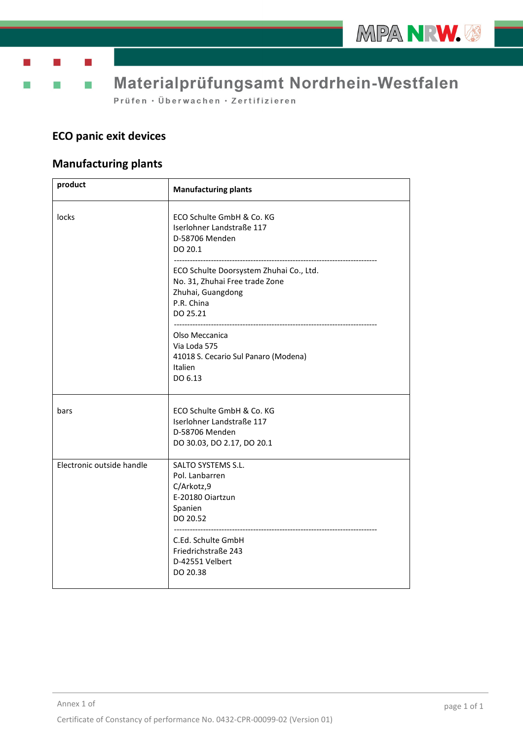# ECO panic exit devices

## Manufacturing plants

| product | Manufacturing plants |
|---|---|
| locks | ECO Schulte GmbH & Co. KG<br>Iserlohner Landstraße 117<br>D-58706 Menden<br>DO 20.1<br>------------------------------------------------------------------------------<br>ECO Schulte Doorsystem Zhuhai Co., Ltd.<br>No. 31, Zhuhai Free trade Zone<br>Zhuhai, Guangdong<br>P.R. China<br>DO 25.21<br>------------------------------------------------------------------------------<br>Olso Meccanica<br>Via Loda 575<br>41018 S. Cecario Sul Panaro (Modena)<br>Italien<br>DO 6.13 |
| bars | ECO Schulte GmbH & Co. KG<br>Iserlohner Landstraße 117<br>D-58706 Menden<br>DO 30.03, DO 2.17, DO 20.1 |
| Electronic outside handle | SALTO SYSTEMS S.L.<br>Pol. Lanbarren<br>C/Arkotz,9<br>E-20180 Oiartzun<br>Spanien<br>DO 20.52<br>------------------------------------------------------------------------------<br>C.Ed. Schulte GmbH<br>Friedrichstraße 243<br>D-42551 Velbert<br>DO 20.38 |

Annex 1 of

Certificate of Constancy of performance No. 0432-CPR-00099-02 (Version 01)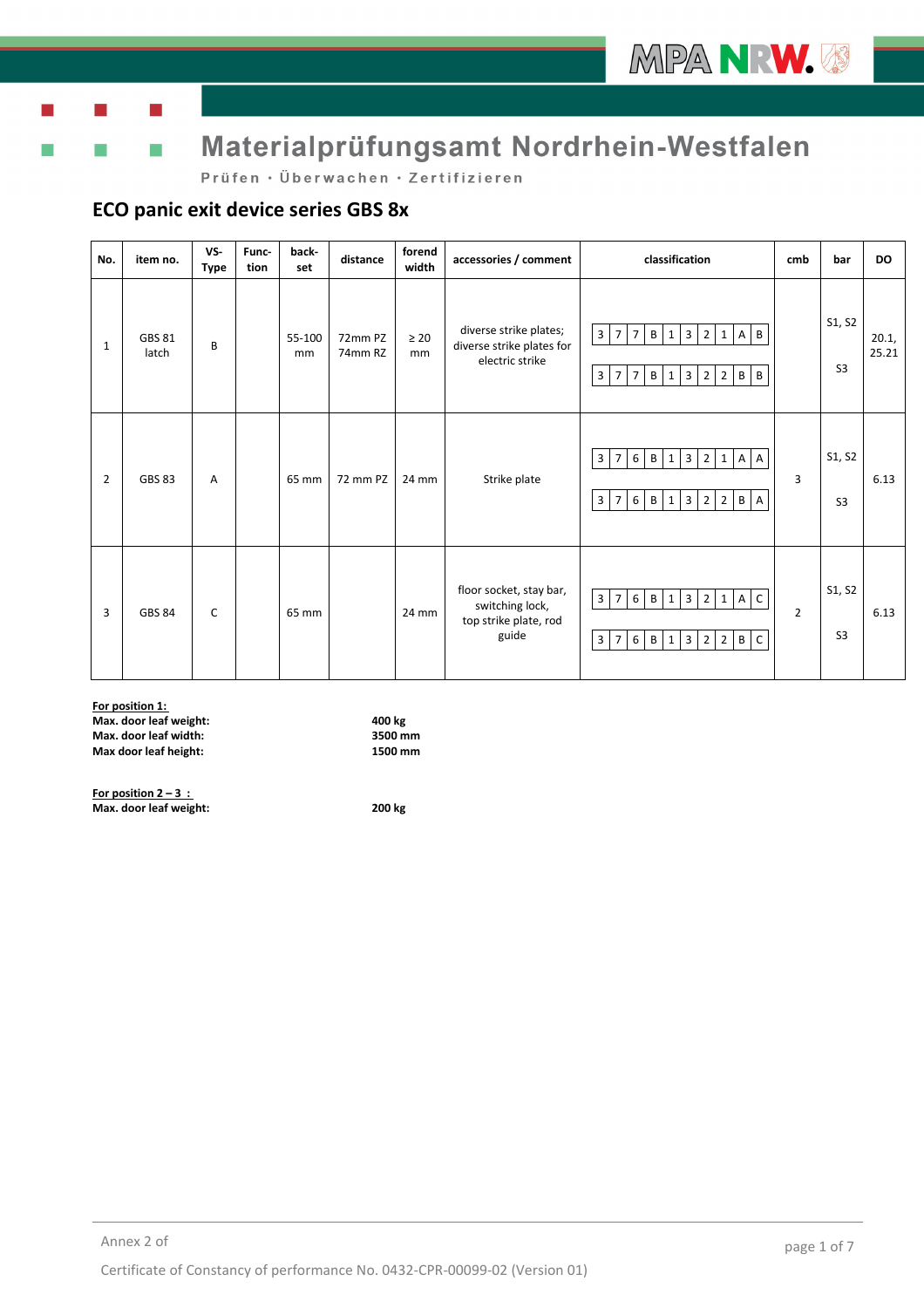# Materialprüfungsamt Nordrhein-Westfalen

Prüfen · Überwachen · Zertifizieren

## ECO panic exit device series GBS 8x

| No. | item no. | VS-Type | Func-tion | back-set | distance | forend width | accessories / comment | classification | cmb | bar | DO |
|---|---|---|---|---|---|---|---|---|---|---|---|
| 1 | GBS 81 latch | B | | 55-100 mm | 72mm PZ 74mm RZ | ≥ 20 mm | diverse strike plates; diverse strike plates for electric strike | 3 7 7 B 1 3 2 1 A B<br>3 7 7 B 1 3 2 2 B B | | S1, S2<br>S3 | 20.1, 25.21 |
| 2 | GBS 83 | A | | 65 mm | 72 mm PZ | 24 mm | Strike plate | 3 7 6 B 1 3 2 1 A A<br>3 7 6 B 1 3 2 2 B A | 3 | S1, S2<br>S3 | 6.13 |
| 3 | GBS 84 | C | | 65 mm | | 24 mm | floor socket, stay bar, switching lock, top strike plate, rod guide | 3 7 6 B 1 3 2 1 A C<br>3 7 6 B 1 3 2 2 B C | 2 | S1, S2<br>S3 | 6.13 |

**For position 1:**
**Max. door leaf weight:** **400 kg**
**Max. door leaf width:** **3500 mm**
**Max door leaf height:** **1500 mm**

**For position 2 – 3 :**
**Max. door leaf weight:** **200 kg**

Annex 2 of

Certificate of Constancy of performance No. 0432-CPR-00099-02 (Version 01)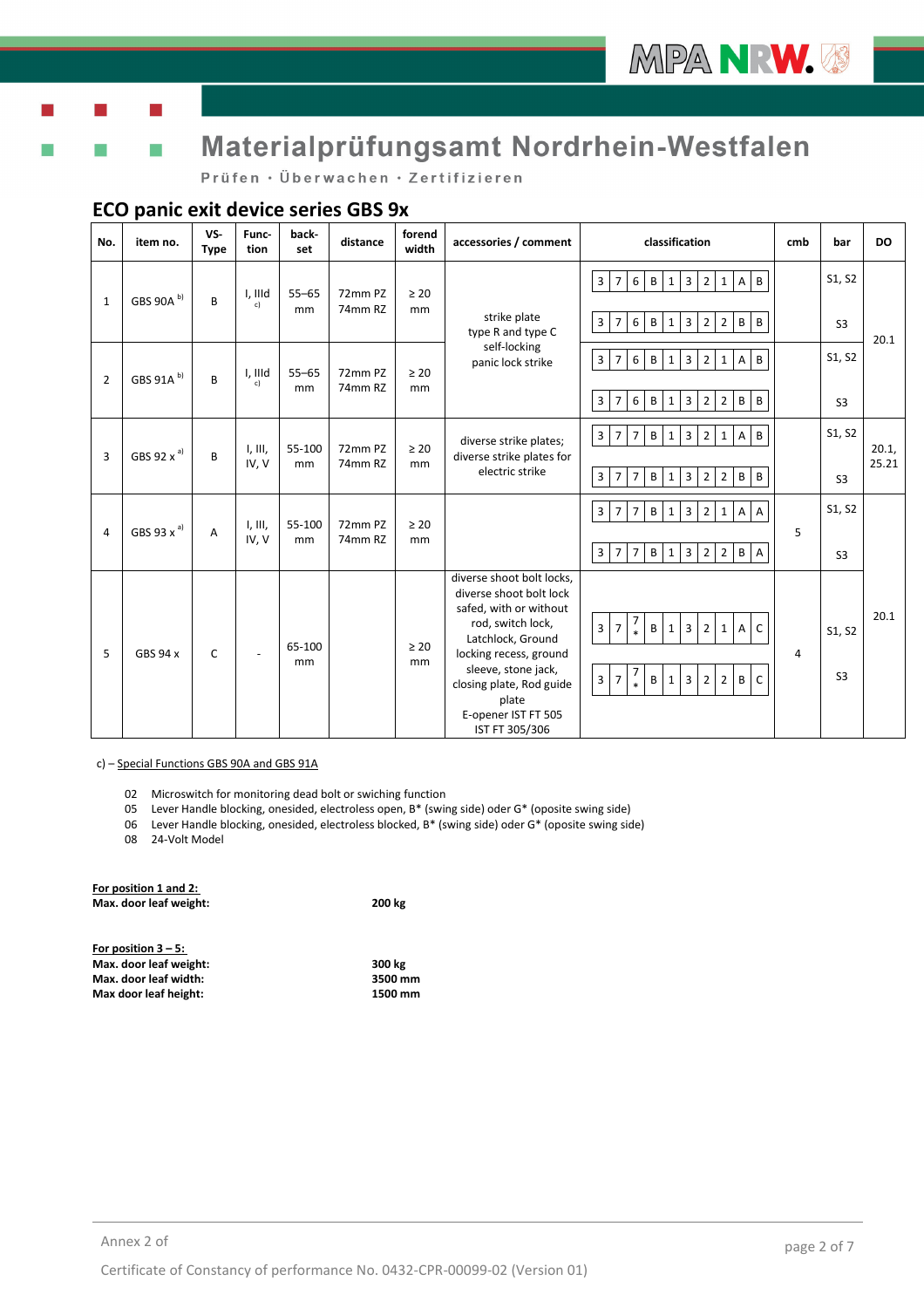# Materialprüfungsamt Nordrhein-Westfalen

Prüfen · Überwachen · Zertifizieren

## ECO panic exit device series GBS 9x

| No. | item no. | VS-Type | Func-tion | back-set | distance | forend width | accessories / comment | classification | cmb | bar | DO |
|---|---|---|---|---|---|---|---|---|---|---|---|
| 1 | GBS 90A [b)] | B | I, IIId [c)] | 55–65 mm | 72mm PZ 74mm RZ | ≥ 20 mm | strike plate type R and type C self-locking panic lock strike | 3 7 6 B 1 3 2 1 A B<br>3 7 6 B 1 3 2 2 B B | | S1, S2<br>S3 | 20.1 |
| 2 | GBS 91A [b)] | B | I, IIId [c)] | 55–65 mm | 72mm PZ 74mm RZ | ≥ 20 mm | | 3 7 6 B 1 3 2 1 A B<br>3 7 6 B 1 3 2 2 B B | | S1, S2<br>S3 | |
| 3 | GBS 92 x [a)] | B | I, III, IV, V | 55-100 mm | 72mm PZ 74mm RZ | ≥ 20 mm | diverse strike plates; diverse strike plates for electric strike | 3 7 7 B 1 3 2 1 A B<br>3 7 7 B 1 3 2 2 B B | | S1, S2<br>S3 | 20.1, 25.21 |
| 4 | GBS 93 x [a)] | A | I, III, IV, V | 55-100 mm | 72mm PZ 74mm RZ | ≥ 20 mm | | 3 7 7 B 1 3 2 1 A A<br>3 7 7 B 1 3 2 2 B A | 5 | S1, S2<br>S3 | 20.1 |
| 5 | GBS 94 x | C | - | 65-100 mm | | ≥ 20 mm | diverse shoot bolt locks, diverse shoot bolt lock safed, with or without rod, switch lock, Latchlock, Ground locking recess, ground sleeve, stone jack, closing plate, Rod guide plate E-opener IST FT 505 IST FT 305/306 | 3 7 7* B 1 3 2 1 A C<br>3 7 7* B 1 3 2 2 B C | 4 | S1, S2<br>S3 | |

c) – Special Functions GBS 90A and GBS 91A

- 02 Microswitch for monitoring dead bolt or swiching function
- 05 Lever Handle blocking, onesided, electroless open, B* (swing side) oder G* (oposite swing side)
- 06 Lever Handle blocking, onesided, electroless blocked, B* (swing side) oder G* (oposite swing side)
- 08 24-Volt Model

**For position 1 and 2:**

| | |
|---|---|
| **Max. door leaf weight:** | **200 kg** |

**For position 3 – 5:**

| | |
|---|---|
| **Max. door leaf weight:** | **300 kg** |
| **Max. door leaf width:** | **3500 mm** |
| **Max door leaf height:** | **1500 mm** |

Annex 2 of

Certificate of Constancy of performance No. 0432-CPR-00099-02 (Version 01)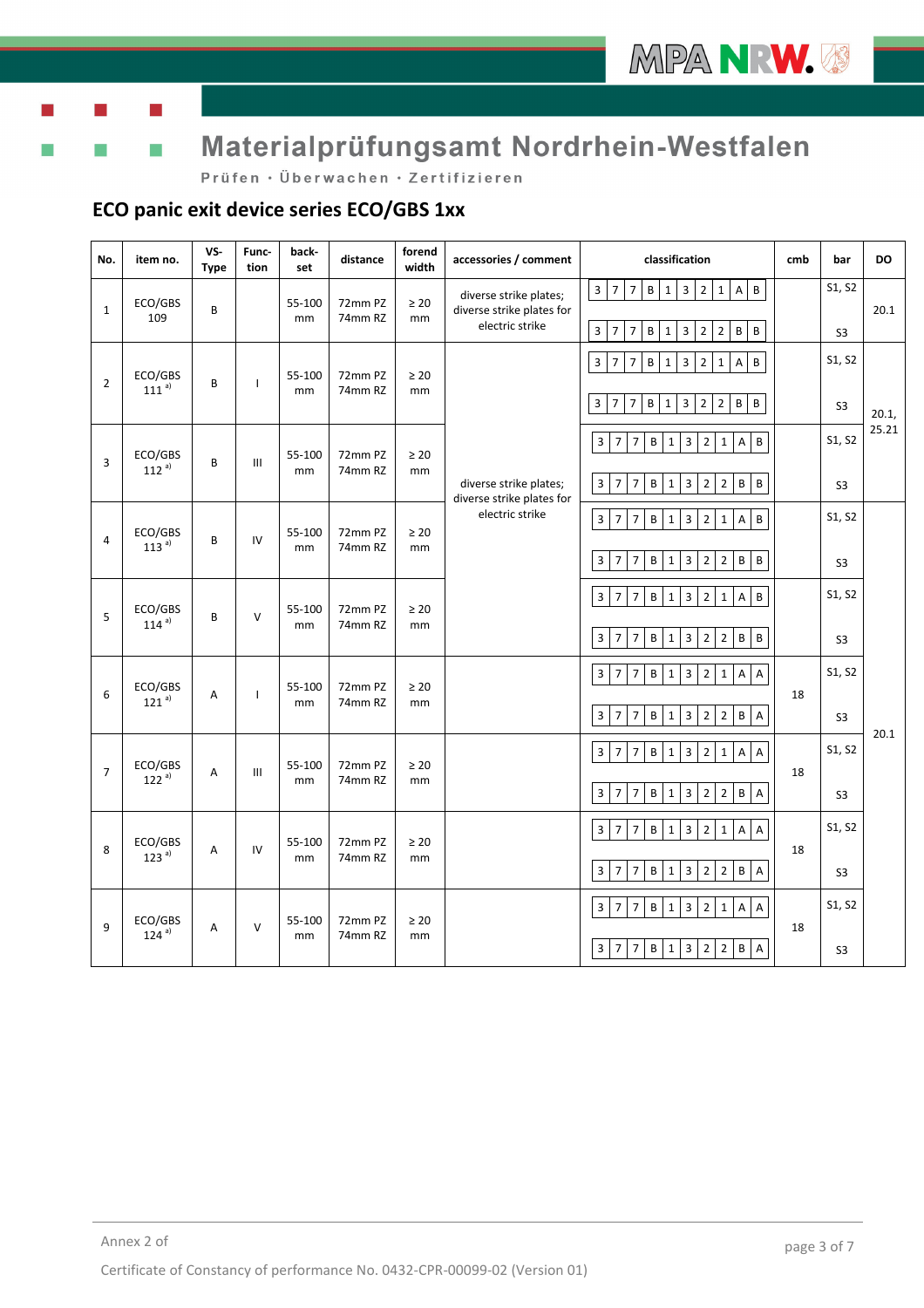Materialprüfungsamt Nordrhein-Westfalen

Prüfen · Überwachen · Zertifizieren

## ECO panic exit device series ECO/GBS 1xx

| No. | item no. | VS-Type | Function | back-set | distance | forend width | accessories / comment | classification | cmb | bar | DO |
|---|---|---|---|---|---|---|---|---|---|---|---|
| 1 | ECO/GBS 109 | B | | 55-100 mm | 72mm PZ 74mm RZ | ≥ 20 mm | diverse strike plates; diverse strike plates for electric strike | 3 7 7 B 1 3 2 1 A B | | S1, S2 | 20.1 |
| | | | | | | | | 3 7 7 B 1 3 2 2 B B | | S3 | |
| 2 | ECO/GBS 111 [a)] | B | I | 55-100 mm | 72mm PZ 74mm RZ | ≥ 20 mm | diverse strike plates; diverse strike plates for electric strike | 3 7 7 B 1 3 2 1 A B | | S1, S2 | 20.1, 25.21 |
| | | | | | | | | 3 7 7 B 1 3 2 2 B B | | S3 | |
| 3 | ECO/GBS 112 [a)] | B | III | 55-100 mm | 72mm PZ 74mm RZ | ≥ 20 mm | | 3 7 7 B 1 3 2 1 A B | | S1, S2 | |
| | | | | | | | | 3 7 7 B 1 3 2 2 B B | | S3 | |
| 4 | ECO/GBS 113 [a)] | B | IV | 55-100 mm | 72mm PZ 74mm RZ | ≥ 20 mm | | 3 7 7 B 1 3 2 1 A B | | S1, S2 | 20.1 |
| | | | | | | | | 3 7 7 B 1 3 2 2 B B | | S3 | |
| 5 | ECO/GBS 114 [a)] | B | V | 55-100 mm | 72mm PZ 74mm RZ | ≥ 20 mm | | 3 7 7 B 1 3 2 1 A B | | S1, S2 | |
| | | | | | | | | 3 7 7 B 1 3 2 2 B B | | S3 | |
| 6 | ECO/GBS 121 [a)] | A | I | 55-100 mm | 72mm PZ 74mm RZ | ≥ 20 mm | | 3 7 7 B 1 3 2 1 A A | 18 | S1, S2 | |
| | | | | | | | | 3 7 7 B 1 3 2 2 B A | | S3 | |
| 7 | ECO/GBS 122 [a)] | A | III | 55-100 mm | 72mm PZ 74mm RZ | ≥ 20 mm | | 3 7 7 B 1 3 2 1 A A | 18 | S1, S2 | |
| | | | | | | | | 3 7 7 B 1 3 2 2 B A | | S3 | |
| 8 | ECO/GBS 123 [a)] | A | IV | 55-100 mm | 72mm PZ 74mm RZ | ≥ 20 mm | | 3 7 7 B 1 3 2 1 A A | 18 | S1, S2 | |
| | | | | | | | | 3 7 7 B 1 3 2 2 B A | | S3 | |
| 9 | ECO/GBS 124 [a)] | A | V | 55-100 mm | 72mm PZ 74mm RZ | ≥ 20 mm | | 3 7 7 B 1 3 2 1 A A | 18 | S1, S2 | |
| | | | | | | | | 3 7 7 B 1 3 2 2 B A | | S3 | |

Annex 2 of

Certificate of Constancy of performance No. 0432-CPR-00099-02 (Version 01)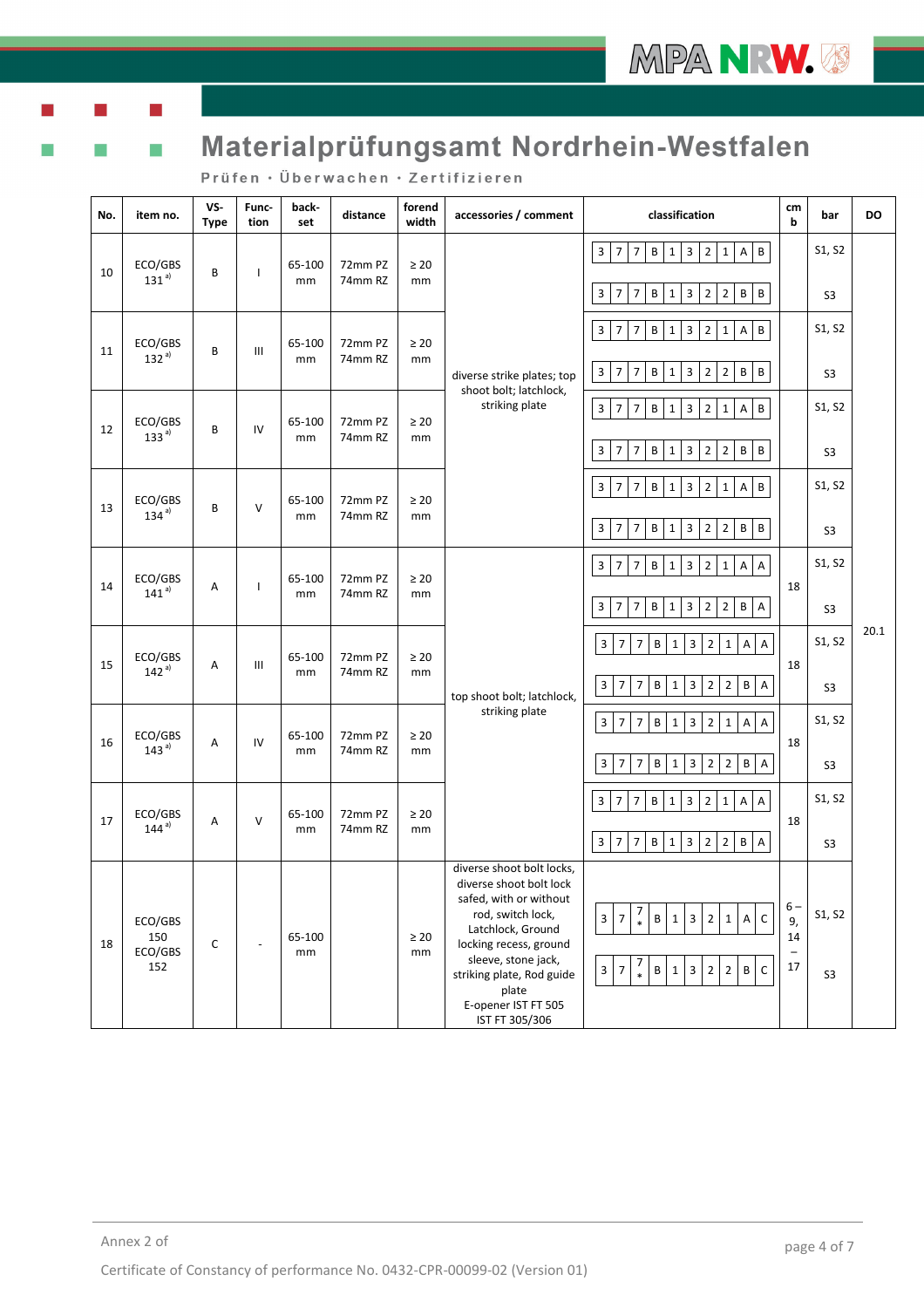# Materialprüfungsamt Nordrhein-Westfalen

Prüfen · Überwachen · Zertifizieren

| No. | item no. | VS-Type | Func-tion | back-set | distance | forend width | accessories / comment | classification | cm b | bar | DO |
|---|---|---|---|---|---|---|---|---|---|---|---|
| 10 | ECO/GBS 131 [a)] | B | I | 65-100 mm | 72mm PZ 74mm RZ | ≥ 20 mm | diverse strike plates; top shoot bolt; latchlock, striking plate | 3 7 7 B 1 3 2 1 A B | | S1, S2 | 20.1 |
| | | | | | | | | 3 7 7 B 1 3 2 2 B B | | S3 | |
| 11 | ECO/GBS 132 [a)] | B | III | 65-100 mm | 72mm PZ 74mm RZ | ≥ 20 mm | | 3 7 7 B 1 3 2 1 A B | | S1, S2 | |
| | | | | | | | | 3 7 7 B 1 3 2 2 B B | | S3 | |
| 12 | ECO/GBS 133 [a)] | B | IV | 65-100 mm | 72mm PZ 74mm RZ | ≥ 20 mm | | 3 7 7 B 1 3 2 1 A B | | S1, S2 | |
| | | | | | | | | 3 7 7 B 1 3 2 2 B B | | S3 | |
| 13 | ECO/GBS 134 [a)] | B | V | 65-100 mm | 72mm PZ 74mm RZ | ≥ 20 mm | | 3 7 7 B 1 3 2 1 A B | | S1, S2 | |
| | | | | | | | | 3 7 7 B 1 3 2 2 B B | | S3 | |
| 14 | ECO/GBS 141 [a)] | A | I | 65-100 mm | 72mm PZ 74mm RZ | ≥ 20 mm | top shoot bolt; latchlock, striking plate | 3 7 7 B 1 3 2 1 A A | 18 | S1, S2 | |
| | | | | | | | | 3 7 7 B 1 3 2 2 B A | | S3 | |
| 15 | ECO/GBS 142 [a)] | A | III | 65-100 mm | 72mm PZ 74mm RZ | ≥ 20 mm | | 3 7 7 B 1 3 2 1 A A | 18 | S1, S2 | |
| | | | | | | | | 3 7 7 B 1 3 2 2 B A | | S3 | |
| 16 | ECO/GBS 143 [a)] | A | IV | 65-100 mm | 72mm PZ 74mm RZ | ≥ 20 mm | | 3 7 7 B 1 3 2 1 A A | 18 | S1, S2 | |
| | | | | | | | | 3 7 7 B 1 3 2 2 B A | | S3 | |
| 17 | ECO/GBS 144 [a)] | A | V | 65-100 mm | 72mm PZ 74mm RZ | ≥ 20 mm | | 3 7 7 B 1 3 2 1 A A | 18 | S1, S2 | |
| | | | | | | | | 3 7 7 B 1 3 2 2 B A | | S3 | |
| 18 | ECO/GBS 150 ECO/GBS 152 | C | - | 65-100 mm | | ≥ 20 mm | diverse shoot bolt locks, diverse shoot bolt lock safed, with or without rod, switch lock, Latchlock, Ground locking recess, ground sleeve, stone jack, striking plate, Rod guide plate E-opener IST FT 505 IST FT 305/306 | 3 7 7* B 1 3 2 1 A C | 6 – 9, 14 – 17 | S1, S2 | |
| | | | | | | | | 3 7 7* B 1 3 2 2 B C | | S3 | |

Annex 2 of

Certificate of Constancy of performance No. 0432-CPR-00099-02 (Version 01)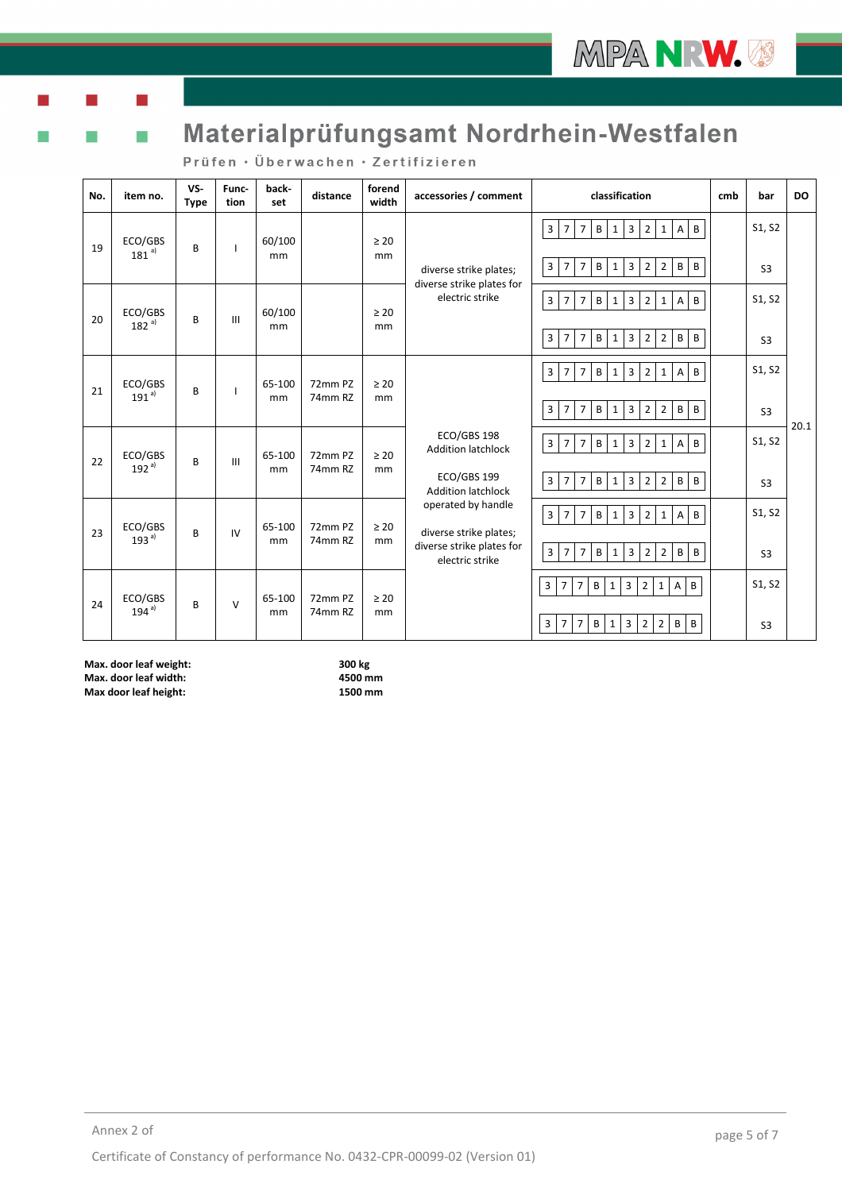# Materialprüfungsamt Nordrhein-Westfalen

Prüfen · Überwachen · Zertifizieren

| No. | item no. | VS-Type | Func-tion | back-set | distance | forend width | accessories / comment | classification | cmb | bar | DO |
|---|---|---|---|---|---|---|---|---|---|---|---|
| 19 | ECO/GBS 181 [a)] | B | I | 60/100 mm | | ≥ 20 mm | diverse strike plates; diverse strike plates for electric strike | 3 7 7 B 1 3 2 1 A B | | S1, S2 | 20.1 |
| | | | | | | | | 3 7 7 B 1 3 2 2 B B | | S3 | |
| 20 | ECO/GBS 182 [a)] | B | III | 60/100 mm | | ≥ 20 mm | | 3 7 7 B 1 3 2 1 A B | | S1, S2 | |
| | | | | | | | | 3 7 7 B 1 3 2 2 B B | | S3 | |
| 21 | ECO/GBS 191 [a)] | B | I | 65-100 mm | 72mm PZ 74mm RZ | ≥ 20 mm | ECO/GBS 198 Addition latchlock; ECO/GBS 199 Addition latchlock operated by handle; diverse strike plates; diverse strike plates for electric strike | 3 7 7 B 1 3 2 1 A B | | S1, S2 | |
| | | | | | | | | 3 7 7 B 1 3 2 2 B B | | S3 | |
| 22 | ECO/GBS 192 [a)] | B | III | 65-100 mm | 72mm PZ 74mm RZ | ≥ 20 mm | | 3 7 7 B 1 3 2 1 A B | | S1, S2 | |
| | | | | | | | | 3 7 7 B 1 3 2 2 B B | | S3 | |
| 23 | ECO/GBS 193 [a)] | B | IV | 65-100 mm | 72mm PZ 74mm RZ | ≥ 20 mm | | 3 7 7 B 1 3 2 1 A B | | S1, S2 | |
| | | | | | | | | 3 7 7 B 1 3 2 2 B B | | S3 | |
| 24 | ECO/GBS 194 [a)] | B | V | 65-100 mm | 72mm PZ 74mm RZ | ≥ 20 mm | | 3 7 7 B 1 3 2 1 A B | | S1, S2 | |
| | | | | | | | | 3 7 7 B 1 3 2 2 B B | | S3 | |

**Max. door leaf weight:** **300 kg**
**Max. door leaf width:** **4500 mm**
**Max door leaf height:** **1500 mm**

Annex 2 of

Certificate of Constancy of performance No. 0432-CPR-00099-02 (Version 01)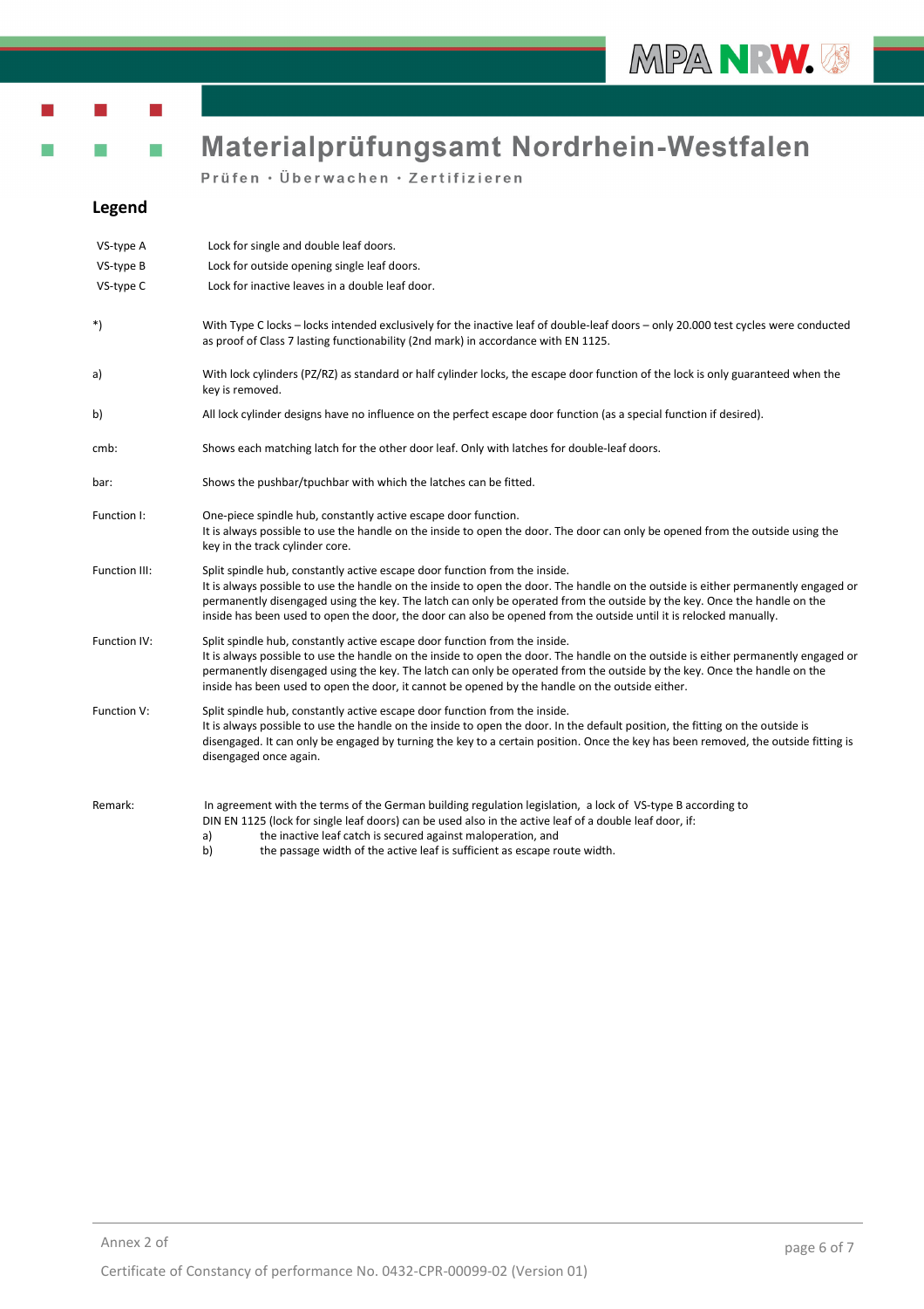## Legend

| | |
|---|---|
| VS-type A | Lock for single and double leaf doors. |
| VS-type B | Lock for outside opening single leaf doors. |
| VS-type C | Lock for inactive leaves in a double leaf door. |

*) With Type C locks – locks intended exclusively for the inactive leaf of double-leaf doors – only 20.000 test cycles were conducted as proof of Class 7 lasting functionability (2nd mark) in accordance with EN 1125.

a) With lock cylinders (PZ/RZ) as standard or half cylinder locks, the escape door function of the lock is only guaranteed when the key is removed.

b) All lock cylinder designs have no influence on the perfect escape door function (as a special function if desired).

cmb: Shows each matching latch for the other door leaf. Only with latches for double-leaf doors.

bar: Shows the pushbar/tpuchbar with which the latches can be fitted.

Function I: One-piece spindle hub, constantly active escape door function.
It is always possible to use the handle on the inside to open the door. The door can only be opened from the outside using the key in the track cylinder core.

Function III: Split spindle hub, constantly active escape door function from the inside.
It is always possible to use the handle on the inside to open the door. The handle on the outside is either permanently engaged or permanently disengaged using the key. The latch can only be operated from the outside by the key. Once the handle on the inside has been used to open the door, the door can also be opened from the outside until it is relocked manually.

Function IV: Split spindle hub, constantly active escape door function from the inside.
It is always possible to use the handle on the inside to open the door. The handle on the outside is either permanently engaged or permanently disengaged using the key. The latch can only be operated from the outside by the key. Once the handle on the inside has been used to open the door, it cannot be opened by the handle on the outside either.

Function V: Split spindle hub, constantly active escape door function from the inside.
It is always possible to use the handle on the inside to open the door. In the default position, the fitting on the outside is disengaged. It can only be engaged by turning the key to a certain position. Once the key has been removed, the outside fitting is disengaged once again.

Remark: In agreement with the terms of the German building regulation legislation, a lock of VS-type B according to DIN EN 1125 (lock for single leaf doors) can be used also in the active leaf of a double leaf door, if:

a) the inactive leaf catch is secured against maloperation, and
b) the passage width of the active leaf is sufficient as escape route width.

Annex 2 of

Certificate of Constancy of performance No. 0432-CPR-00099-02 (Version 01)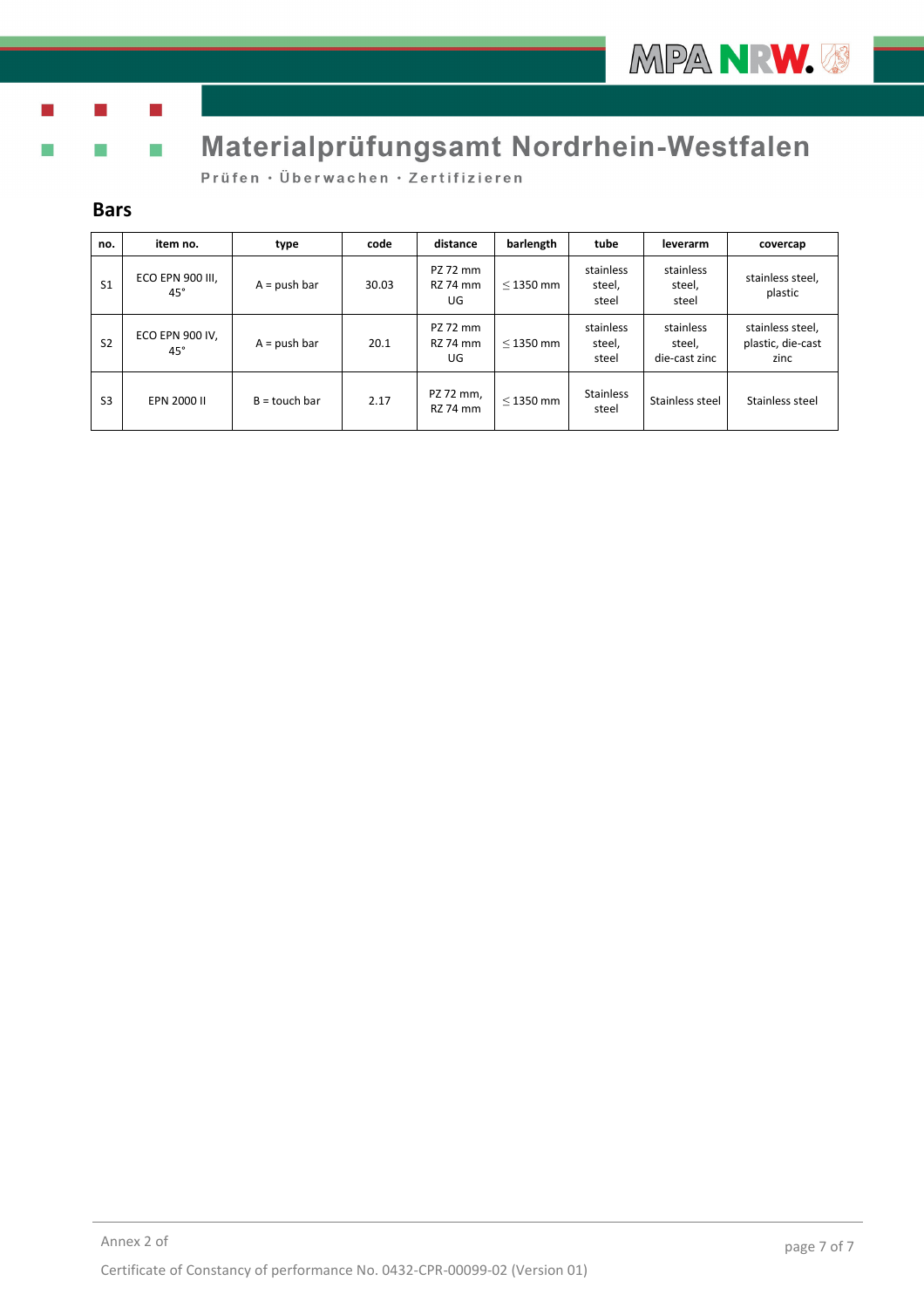## Bars

| no. | item no. | type | code | distance | barlength | tube | leverarm | covercap |
|---|---|---|---|---|---|---|---|---|
| S1 | ECO EPN 900 III, 45° | A = push bar | 30.03 | PZ 72 mm RZ 74 mm UG | ≤ 1350 mm | stainless steel, steel | stainless steel, steel | stainless steel, plastic |
| S2 | ECO EPN 900 IV, 45° | A = push bar | 20.1 | PZ 72 mm RZ 74 mm UG | ≤ 1350 mm | stainless steel, steel | stainless steel, die-cast zinc | stainless steel, plastic, die-cast zinc |
| S3 | EPN 2000 II | B = touch bar | 2.17 | PZ 72 mm, RZ 74 mm | ≤ 1350 mm | Stainless steel | Stainless steel | Stainless steel |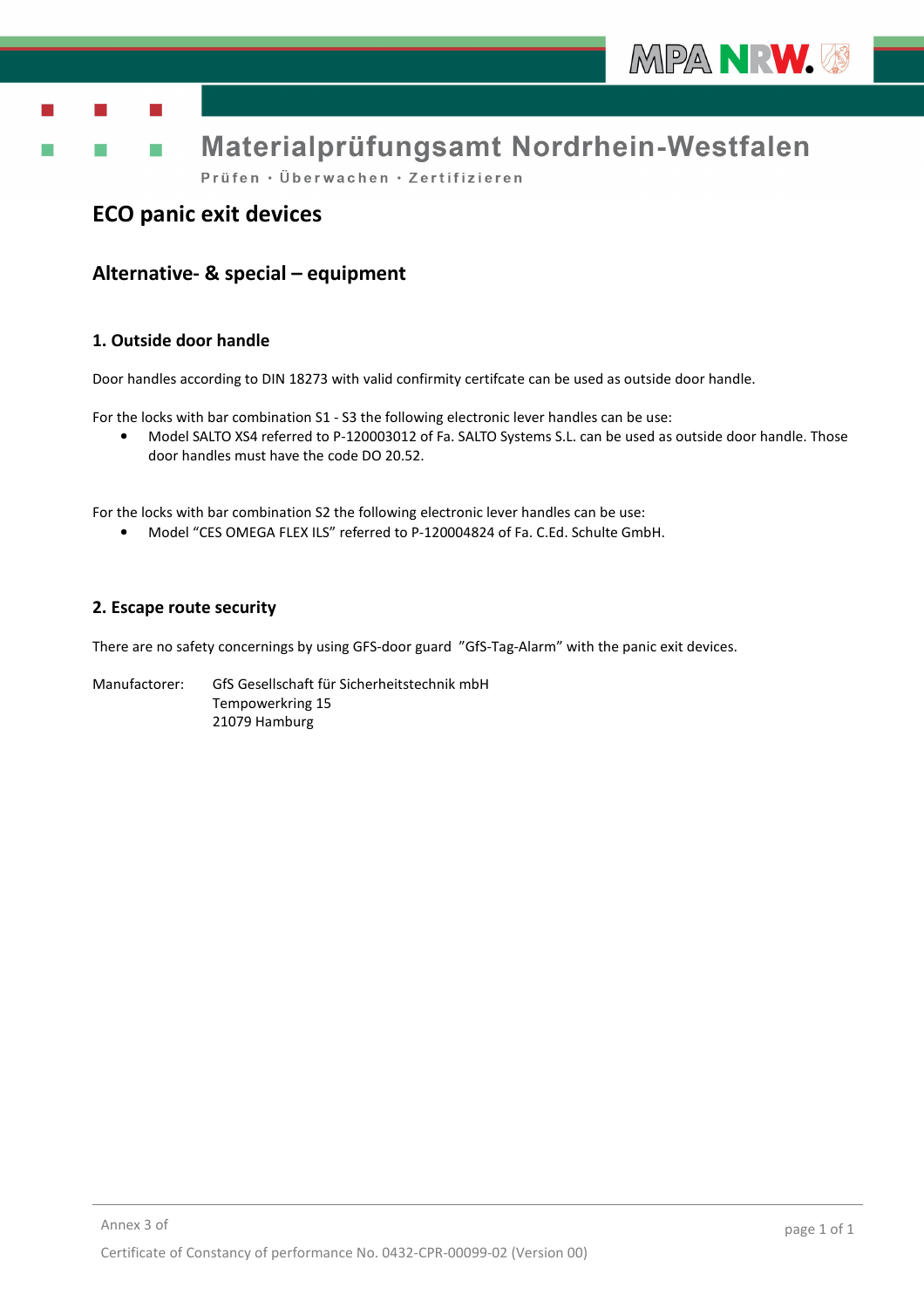# ECO panic exit devices

## Alternative- & special – equipment

### 1. Outside door handle

Door handles according to DIN 18273 with valid confirmity certifcate can be used as outside door handle.

For the locks with bar combination S1 - S3 the following electronic lever handles can be use:

- Model SALTO XS4 referred to P-120003012 of Fa. SALTO Systems S.L. can be used as outside door handle. Those door handles must have the code DO 20.52.

For the locks with bar combination S2 the following electronic lever handles can be use:

- Model "CES OMEGA FLEX ILS" referred to P-120004824 of Fa. C.Ed. Schulte GmbH.

### 2. Escape route security

There are no safety concernings by using GFS-door guard "GfS-Tag-Alarm" with the panic exit devices.

Manufactorer: GfS Gesellschaft für Sicherheitstechnik mbH
Tempowerkring 15
21079 Hamburg

Annex 3 of

Certificate of Constancy of performance No. 0432-CPR-00099-02 (Version 00)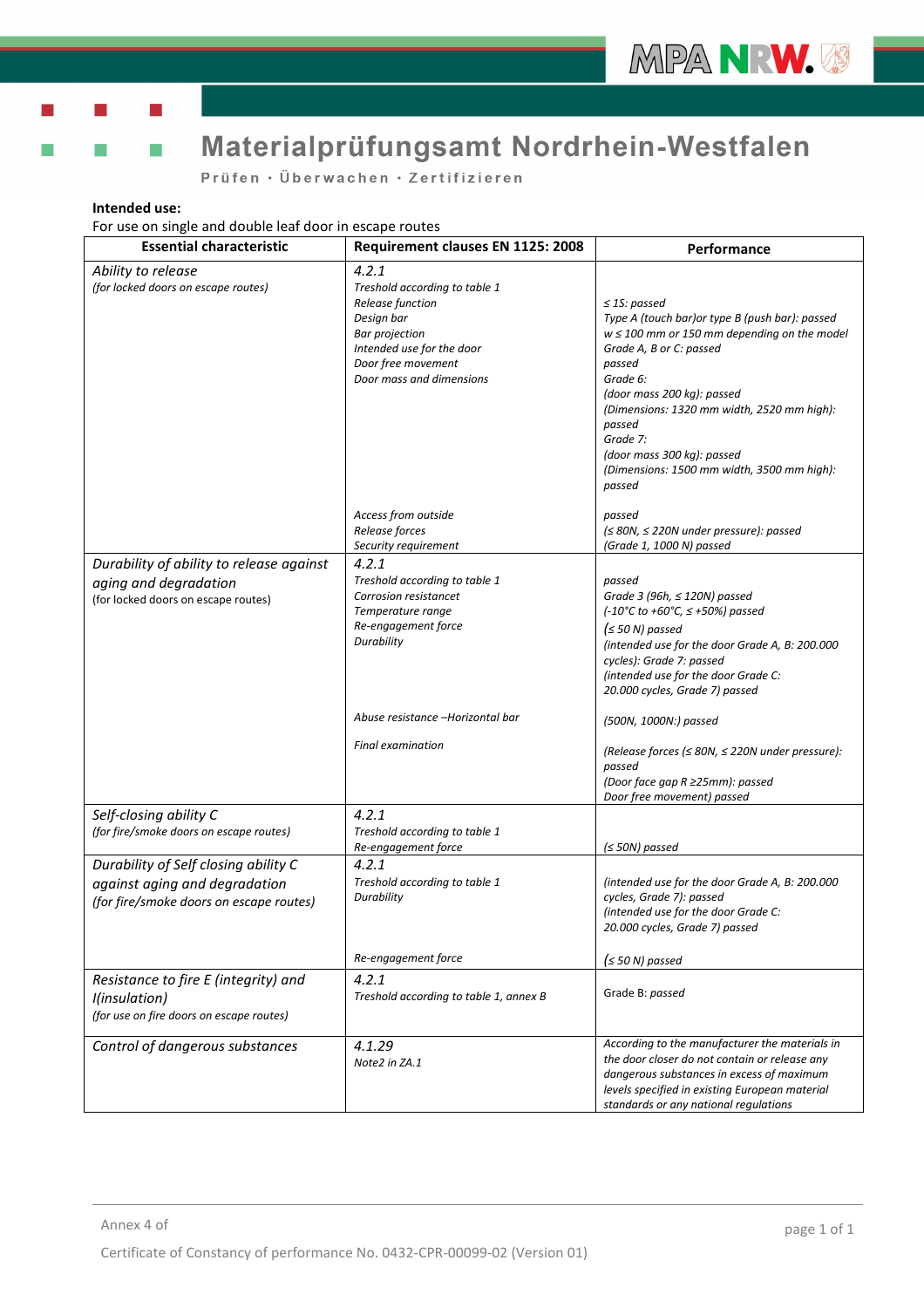# Materialprüfungsamt Nordrhein-Westfalen

Prüfen · Überwachen · Zertifizieren

**Intended use:**
For use on single and double leaf door in escape routes

| Essential characteristic | Requirement clauses EN 1125: 2008 | Performance |
|---|---|---|
| *Ability to release*<br>*(for locked doors on escape routes)* | *4.2.1*<br>*Treshold according to table 1*<br>*Release function*<br>*Design bar*<br>*Bar projection*<br>*Intended use for the door*<br>*Door free movement*<br>*Door mass and dimensions*<br><br>*Access from outside*<br>*Release forces*<br>*Security requirement* | *≤ 1S: passed*<br>*Type A (touch bar)or type B (push bar): passed*<br>*w ≤ 100 mm or 150 mm depending on the model*<br>*Grade A, B or C: passed*<br>*passed*<br>*Grade 6:*<br>*(door mass 200 kg): passed*<br>*(Dimensions: 1320 mm width, 2520 mm high): passed*<br>*Grade 7:*<br>*(door mass 300 kg): passed*<br>*(Dimensions: 1500 mm width, 3500 mm high): passed*<br><br>*passed*<br>*(≤ 80N, ≤ 220N under pressure): passed*<br>*(Grade 1, 1000 N) passed* |
| *Durability of ability to release against aging and degradation*<br>(for locked doors on escape routes) | *4.2.1*<br>*Treshold according to table 1*<br>*Corrosion resistancet*<br>*Temperature range*<br>*Re-engagement force*<br>*Durability*<br><br>*Abuse resistance –Horizontal bar*<br><br>*Final examination* | *passed*<br>*Grade 3 (96h, ≤ 120N) passed*<br>*(-10°C to +60°C, ≤ +50%) passed*<br>*(≤ 50 N) passed*<br>*(intended use for the door Grade A, B: 200.000 cycles): Grade 7: passed*<br>*(intended use for the door Grade C: 20.000 cycles, Grade 7) passed*<br><br>*(500N, 1000N:) passed*<br><br>*(Release forces (≤ 80N, ≤ 220N under pressure): passed*<br>*(Door face gap R ≥25mm): passed*<br>*Door free movement) passed* |
| *Self-closing ability C*<br>*(for fire/smoke doors on escape routes)* | *4.2.1*<br>*Treshold according to table 1*<br>*Re-engagement force* | *(≤ 50N) passed* |
| *Durability of Self closing ability C against aging and degradation*<br>*(for fire/smoke doors on escape routes)* | *4.2.1*<br>*Treshold according to table 1*<br>*Durability*<br><br>*Re-engagement force* | *(intended use for the door Grade A, B: 200.000 cycles, Grade 7): passed*<br>*(intended use for the door Grade C: 20.000 cycles, Grade 7) passed*<br><br>*(≤ 50 N) passed* |
| *Resistance to fire E (integrity) and I(insulation)*<br>*(for use on fire doors on escape routes)* | *4.2.1*<br>*Treshold according to table 1, annex B* | Grade B: *passed* |
| *Control of dangerous substances* | *4.1.29*<br>*Note2 in ZA.1* | *According to the manufacturer the materials in the door closer do not contain or release any dangerous substances in excess of maximum levels specified in existing European material standards or any national regulations* |

Annex 4 of

Certificate of Constancy of performance No. 0432-CPR-00099-02 (Version 01)